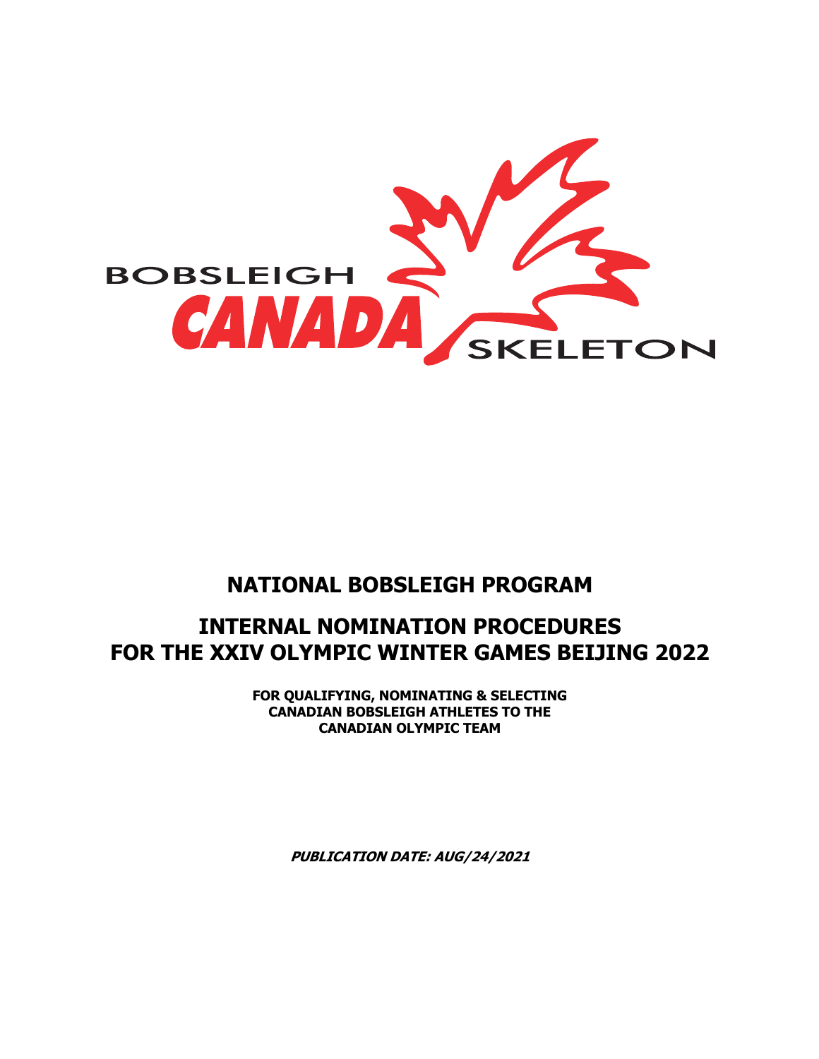BOBSLEIGH CANADA SKELETON

# NATIONAL BOBSLEIGH PROGRAM

# INTERNAL NOMINATION PROCEDURES FOR THE XXIV OLYMPIC WINTER GAMES BEIJING 2022

**FOR QUALIFYING, NOMINATING & SELECTING CANADIAN BOBSLEIGH ATHLETES TO THE CANADIAN OLYMPIC TEAM**

***PUBLICATION DATE: AUG/24/2021***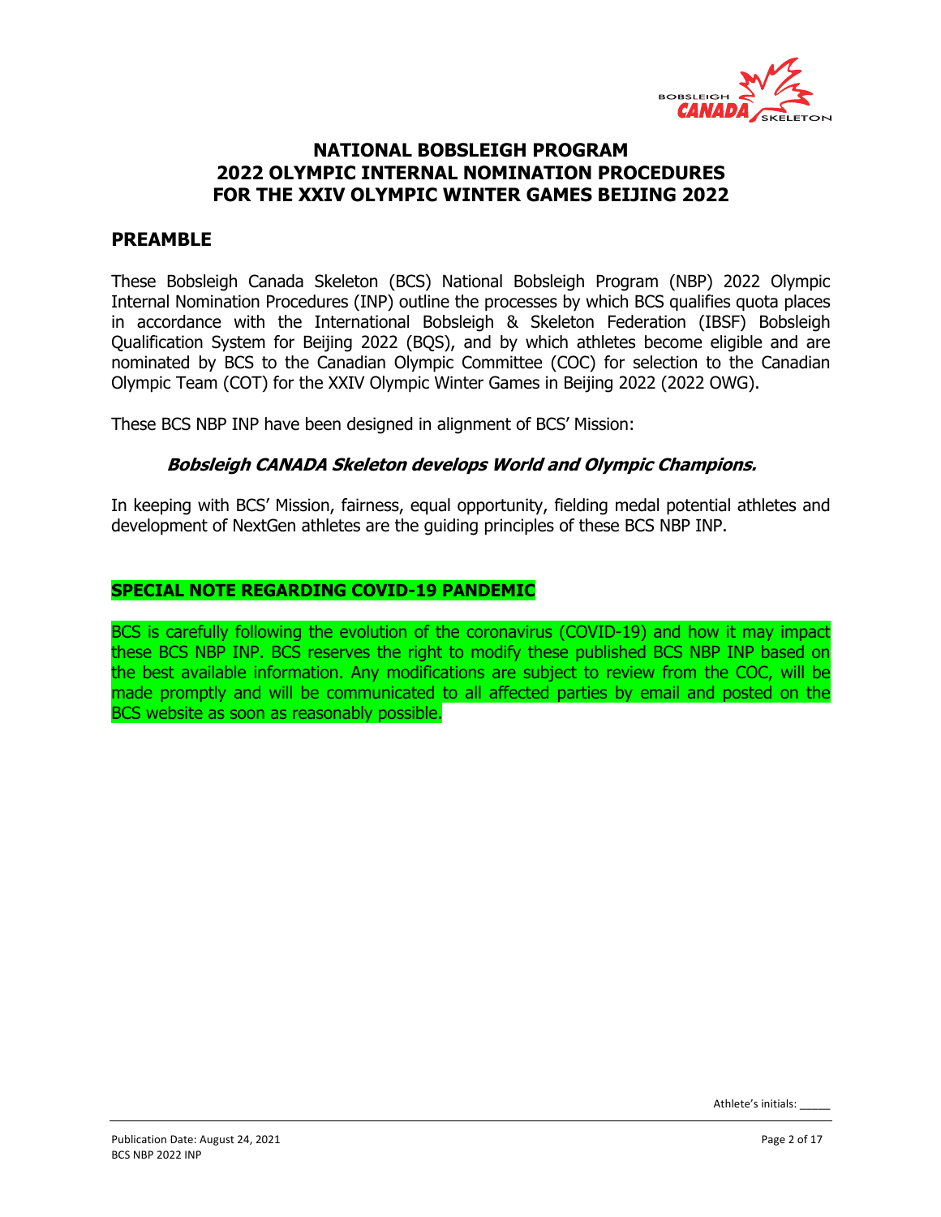# NATIONAL BOBSLEIGH PROGRAM
# 2022 OLYMPIC INTERNAL NOMINATION PROCEDURES
# FOR THE XXIV OLYMPIC WINTER GAMES BEIJING 2022

## PREAMBLE

These Bobsleigh Canada Skeleton (BCS) National Bobsleigh Program (NBP) 2022 Olympic Internal Nomination Procedures (INP) outline the processes by which BCS qualifies quota places in accordance with the International Bobsleigh & Skeleton Federation (IBSF) Bobsleigh Qualification System for Beijing 2022 (BQS), and by which athletes become eligible and are nominated by BCS to the Canadian Olympic Committee (COC) for selection to the Canadian Olympic Team (COT) for the XXIV Olympic Winter Games in Beijing 2022 (2022 OWG).

These BCS NBP INP have been designed in alignment of BCS' Mission:

***Bobsleigh CANADA Skeleton develops World and Olympic Champions.***

In keeping with BCS' Mission, fairness, equal opportunity, fielding medal potential athletes and development of NextGen athletes are the guiding principles of these BCS NBP INP.

**SPECIAL NOTE REGARDING COVID-19 PANDEMIC**

BCS is carefully following the evolution of the coronavirus (COVID-19) and how it may impact these BCS NBP INP. BCS reserves the right to modify these published BCS NBP INP based on the best available information. Any modifications are subject to review from the COC, will be made promptly and will be communicated to all affected parties by email and posted on the BCS website as soon as reasonably possible.

Athlete's initials: _____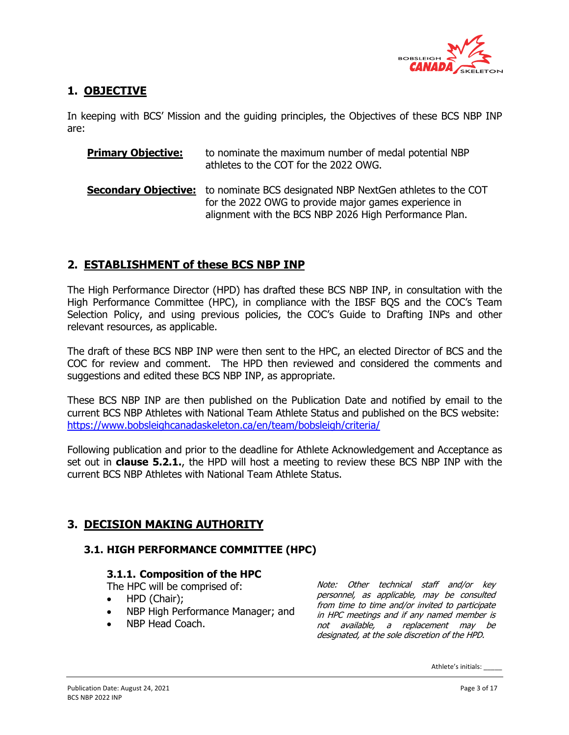## 1. OBJECTIVE

In keeping with BCS' Mission and the guiding principles, the Objectives of these BCS NBP INP are:

**Primary Objective:** to nominate the maximum number of medal potential NBP athletes to the COT for the 2022 OWG.

**Secondary Objective:** to nominate BCS designated NBP NextGen athletes to the COT for the 2022 OWG to provide major games experience in alignment with the BCS NBP 2026 High Performance Plan.

## 2. ESTABLISHMENT of these BCS NBP INP

The High Performance Director (HPD) has drafted these BCS NBP INP, in consultation with the High Performance Committee (HPC), in compliance with the IBSF BQS and the COC's Team Selection Policy, and using previous policies, the COC's Guide to Drafting INPs and other relevant resources, as applicable.

The draft of these BCS NBP INP were then sent to the HPC, an elected Director of BCS and the COC for review and comment. The HPD then reviewed and considered the comments and suggestions and edited these BCS NBP INP, as appropriate.

These BCS NBP INP are then published on the Publication Date and notified by email to the current BCS NBP Athletes with National Team Athlete Status and published on the BCS website: https://www.bobsleighcanadaskeleton.ca/en/team/bobsleigh/criteria/

Following publication and prior to the deadline for Athlete Acknowledgement and Acceptance as set out in **clause 5.2.1.**, the HPD will host a meeting to review these BCS NBP INP with the current BCS NBP Athletes with National Team Athlete Status.

## 3. DECISION MAKING AUTHORITY

### 3.1. HIGH PERFORMANCE COMMITTEE (HPC)

#### 3.1.1. Composition of the HPC

The HPC will be comprised of:

- HPD (Chair);
- NBP High Performance Manager; and
- NBP Head Coach.

*Note: Other technical staff and/or key personnel, as applicable, may be consulted from time to time and/or invited to participate in HPC meetings and if any named member is not available, a replacement may be designated, at the sole discretion of the HPD.*

Athlete's initials: _____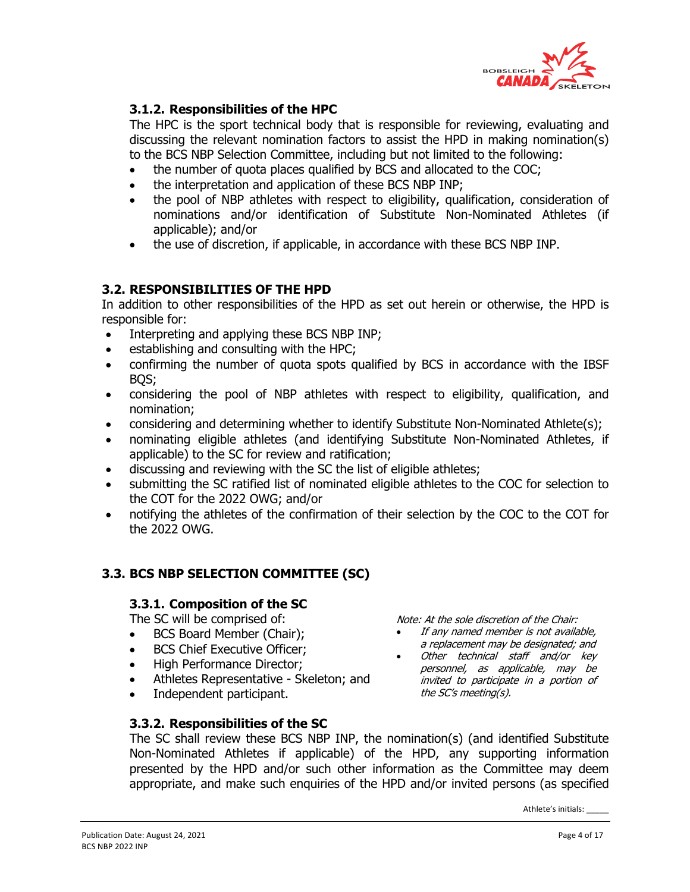#### 3.1.2. Responsibilities of the HPC

The HPC is the sport technical body that is responsible for reviewing, evaluating and discussing the relevant nomination factors to assist the HPD in making nomination(s) to the BCS NBP Selection Committee, including but not limited to the following:

- the number of quota places qualified by BCS and allocated to the COC;
- the interpretation and application of these BCS NBP INP;
- the pool of NBP athletes with respect to eligibility, qualification, consideration of nominations and/or identification of Substitute Non-Nominated Athletes (if applicable); and/or
- the use of discretion, if applicable, in accordance with these BCS NBP INP.

### 3.2. RESPONSIBILITIES OF THE HPD

In addition to other responsibilities of the HPD as set out herein or otherwise, the HPD is responsible for:

- Interpreting and applying these BCS NBP INP;
- establishing and consulting with the HPC;
- confirming the number of quota spots qualified by BCS in accordance with the IBSF BQS;
- considering the pool of NBP athletes with respect to eligibility, qualification, and nomination;
- considering and determining whether to identify Substitute Non-Nominated Athlete(s);
- nominating eligible athletes (and identifying Substitute Non-Nominated Athletes, if applicable) to the SC for review and ratification;
- discussing and reviewing with the SC the list of eligible athletes;
- submitting the SC ratified list of nominated eligible athletes to the COC for selection to the COT for the 2022 OWG; and/or
- notifying the athletes of the confirmation of their selection by the COC to the COT for the 2022 OWG.

### 3.3. BCS NBP SELECTION COMMITTEE (SC)

#### 3.3.1. Composition of the SC

The SC will be comprised of:

- BCS Board Member (Chair);
- BCS Chief Executive Officer;
- High Performance Director;
- Athletes Representative - Skeleton; and
- Independent participant.

*Note: At the sole discretion of the Chair:*

- *If any named member is not available, a replacement may be designated; and*
- *Other technical staff and/or key personnel, as applicable, may be invited to participate in a portion of the SC's meeting(s).*

#### 3.3.2. Responsibilities of the SC

The SC shall review these BCS NBP INP, the nomination(s) (and identified Substitute Non-Nominated Athletes if applicable) of the HPD, any supporting information presented by the HPD and/or such other information as the Committee may deem appropriate, and make such enquiries of the HPD and/or invited persons (as specified

Athlete's initials: _____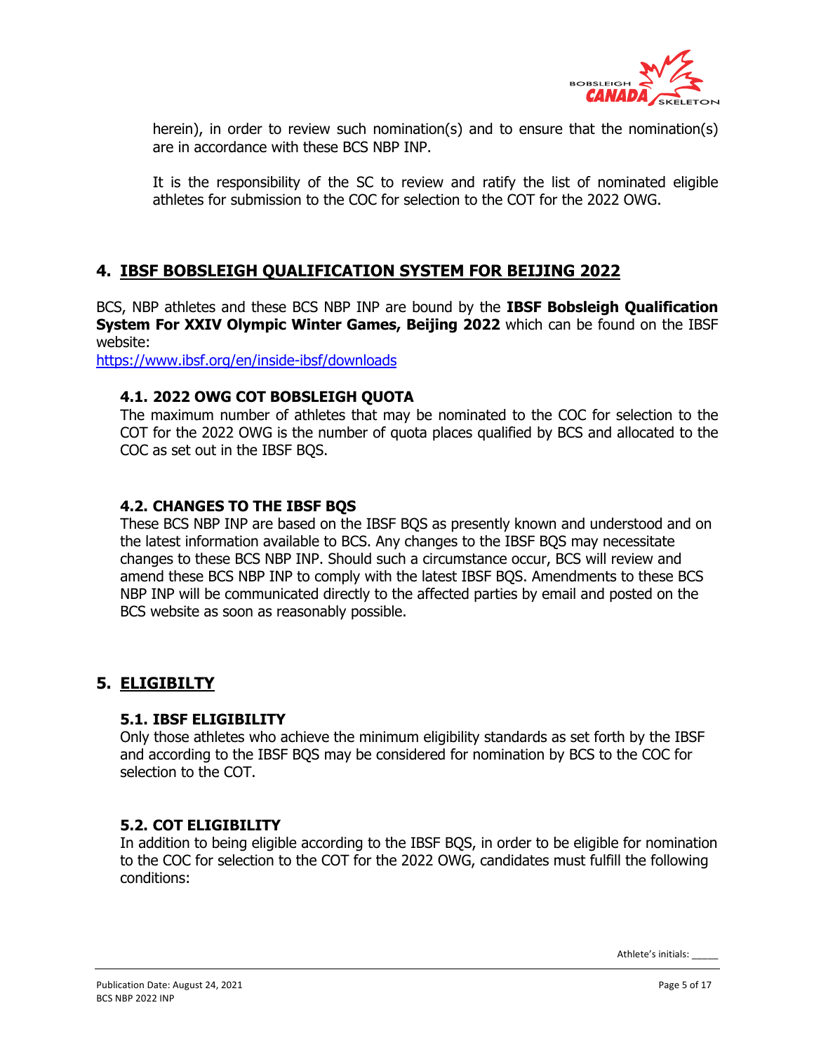herein), in order to review such nomination(s) and to ensure that the nomination(s) are in accordance with these BCS NBP INP.

It is the responsibility of the SC to review and ratify the list of nominated eligible athletes for submission to the COC for selection to the COT for the 2022 OWG.

## 4. IBSF BOBSLEIGH QUALIFICATION SYSTEM FOR BEIJING 2022

BCS, NBP athletes and these BCS NBP INP are bound by the **IBSF Bobsleigh Qualification System For XXIV Olympic Winter Games, Beijing 2022** which can be found on the IBSF website:
https://www.ibsf.org/en/inside-ibsf/downloads

### 4.1. 2022 OWG COT BOBSLEIGH QUOTA

The maximum number of athletes that may be nominated to the COC for selection to the COT for the 2022 OWG is the number of quota places qualified by BCS and allocated to the COC as set out in the IBSF BQS.

### 4.2. CHANGES TO THE IBSF BQS

These BCS NBP INP are based on the IBSF BQS as presently known and understood and on the latest information available to BCS. Any changes to the IBSF BQS may necessitate changes to these BCS NBP INP. Should such a circumstance occur, BCS will review and amend these BCS NBP INP to comply with the latest IBSF BQS. Amendments to these BCS NBP INP will be communicated directly to the affected parties by email and posted on the BCS website as soon as reasonably possible.

## 5. ELIGIBILTY

### 5.1. IBSF ELIGIBILITY

Only those athletes who achieve the minimum eligibility standards as set forth by the IBSF and according to the IBSF BQS may be considered for nomination by BCS to the COC for selection to the COT.

### 5.2. COT ELIGIBILITY

In addition to being eligible according to the IBSF BQS, in order to be eligible for nomination to the COC for selection to the COT for the 2022 OWG, candidates must fulfill the following conditions:

Athlete's initials: _____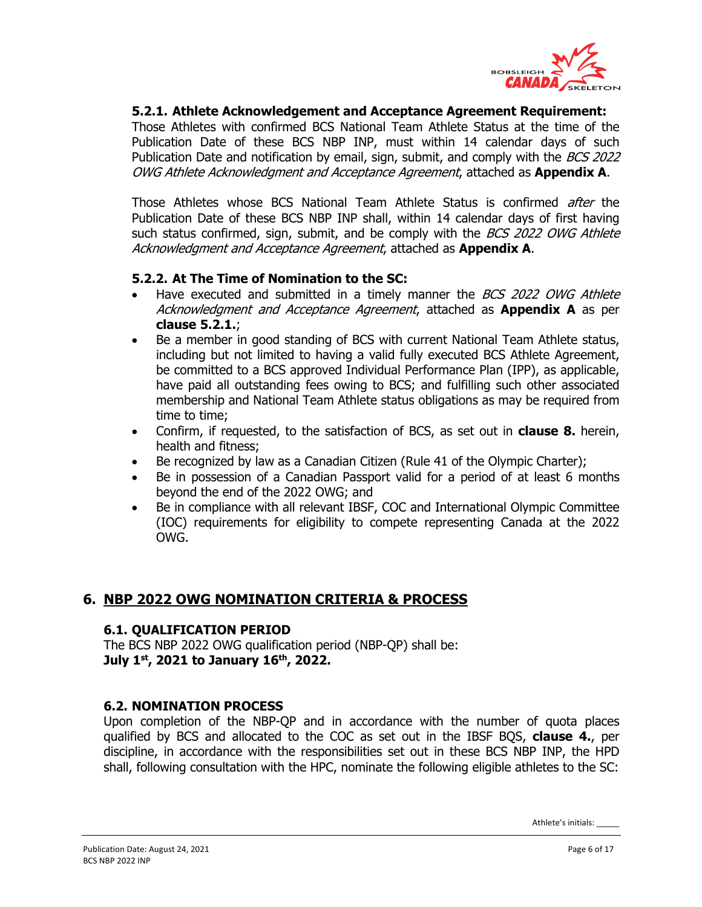### 5.2.1. Athlete Acknowledgement and Acceptance Agreement Requirement:

Those Athletes with confirmed BCS National Team Athlete Status at the time of the Publication Date of these BCS NBP INP, must within 14 calendar days of such Publication Date and notification by email, sign, submit, and comply with the *BCS 2022 OWG Athlete Acknowledgment and Acceptance Agreement*, attached as **Appendix A**.

Those Athletes whose BCS National Team Athlete Status is confirmed *after* the Publication Date of these BCS NBP INP shall, within 14 calendar days of first having such status confirmed, sign, submit, and be comply with the *BCS 2022 OWG Athlete Acknowledgment and Acceptance Agreement*, attached as **Appendix A**.

### 5.2.2. At The Time of Nomination to the SC:

- Have executed and submitted in a timely manner the *BCS 2022 OWG Athlete Acknowledgment and Acceptance Agreement*, attached as **Appendix A** as per **clause 5.2.1.**;
- Be a member in good standing of BCS with current National Team Athlete status, including but not limited to having a valid fully executed BCS Athlete Agreement, be committed to a BCS approved Individual Performance Plan (IPP), as applicable, have paid all outstanding fees owing to BCS; and fulfilling such other associated membership and National Team Athlete status obligations as may be required from time to time;
- Confirm, if requested, to the satisfaction of BCS, as set out in **clause 8.** herein, health and fitness;
- Be recognized by law as a Canadian Citizen (Rule 41 of the Olympic Charter);
- Be in possession of a Canadian Passport valid for a period of at least 6 months beyond the end of the 2022 OWG; and
- Be in compliance with all relevant IBSF, COC and International Olympic Committee (IOC) requirements for eligibility to compete representing Canada at the 2022 OWG.

## 6. NBP 2022 OWG NOMINATION CRITERIA & PROCESS

### 6.1. QUALIFICATION PERIOD

The BCS NBP 2022 OWG qualification period (NBP-QP) shall be:
**July 1st, 2021 to January 16th, 2022.**

### 6.2. NOMINATION PROCESS

Upon completion of the NBP-QP and in accordance with the number of quota places qualified by BCS and allocated to the COC as set out in the IBSF BQS, **clause 4.**, per discipline, in accordance with the responsibilities set out in these BCS NBP INP, the HPD shall, following consultation with the HPC, nominate the following eligible athletes to the SC:

Athlete's initials: _____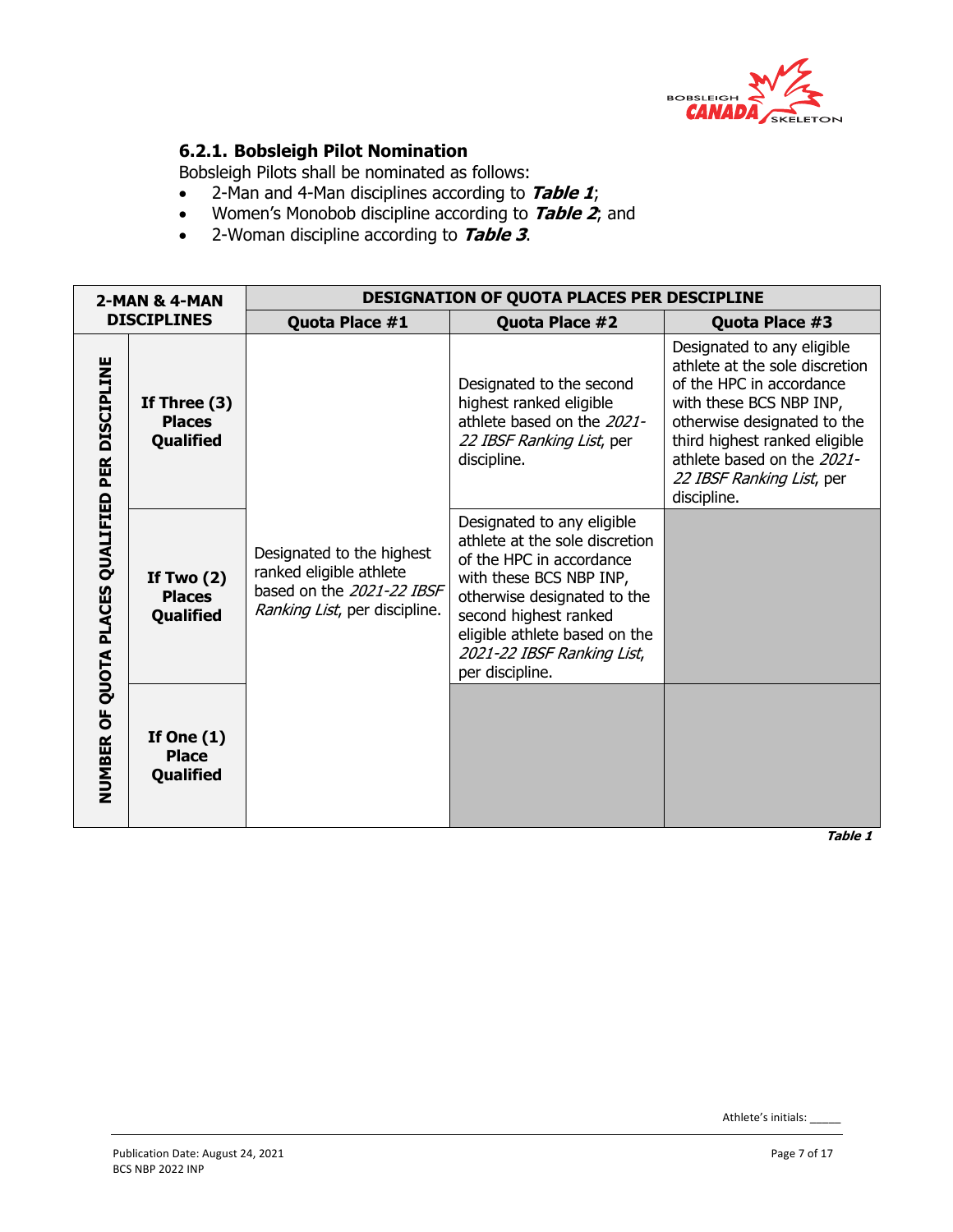### 6.2.1. Bobsleigh Pilot Nomination

Bobsleigh Pilots shall be nominated as follows:

- 2-Man and 4-Man disciplines according to ***Table 1***;
- Women's Monobob discipline according to ***Table 2***; and
- 2-Woman discipline according to ***Table 3***.

| 2-MAN & 4-MAN DISCIPLINES | | DESIGNATION OF QUOTA PLACES PER DESCIPLINE | | |
|---|---|---|---|---|
| | | **Quota Place #1** | **Quota Place #2** | **Quota Place #3** |
| **NUMBER OF QUOTA PLACES QUALIFIED PER DISCIPLINE** | **If Three (3) Places Qualified** | Designated to the highest ranked eligible athlete based on the *2021-22 IBSF Ranking List*, per discipline. | Designated to the second highest ranked eligible athlete based on the *2021-22 IBSF Ranking List*, per discipline. | Designated to any eligible athlete at the sole discretion of the HPC in accordance with these BCS NBP INP, otherwise designated to the third highest ranked eligible athlete based on the *2021-22 IBSF Ranking List*, per discipline. |
| | **If Two (2) Places Qualified** | | Designated to any eligible athlete at the sole discretion of the HPC in accordance with these BCS NBP INP, otherwise designated to the second highest ranked eligible athlete based on the *2021-22 IBSF Ranking List*, per discipline. | |
| | **If One (1) Place Qualified** | | | |

***Table 1***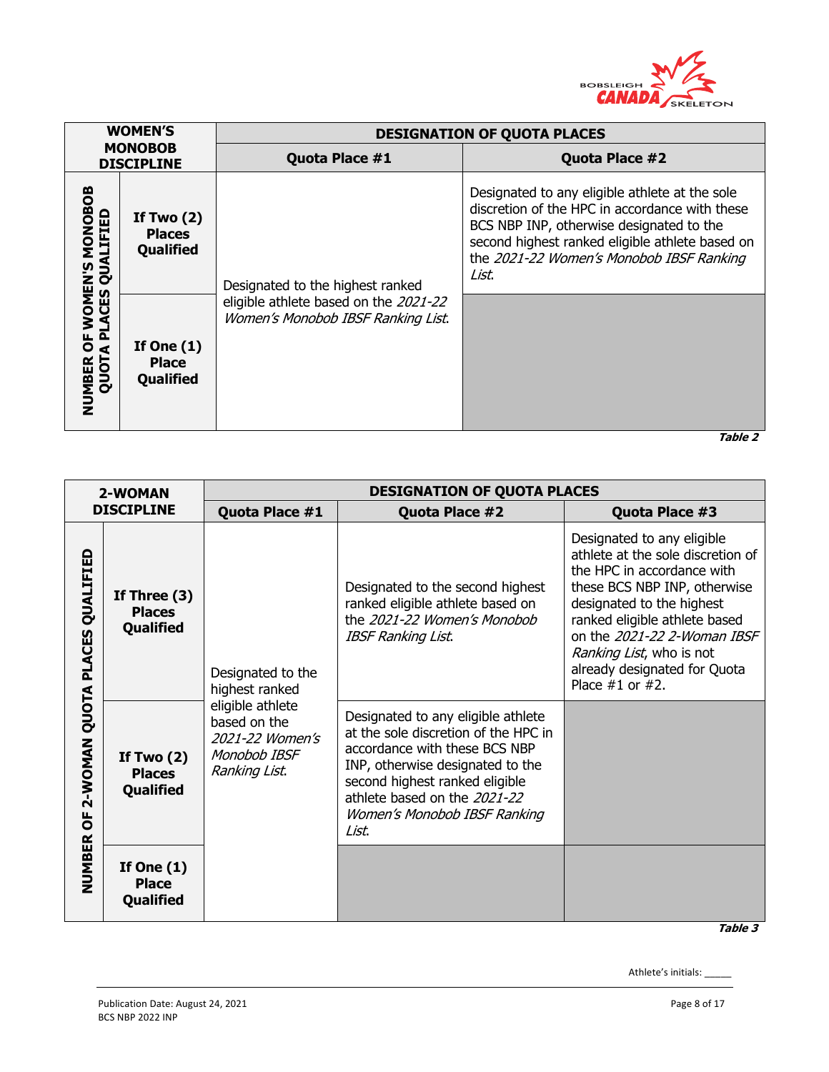| WOMEN'S MONOBOB DISCIPLINE | | DESIGNATION OF QUOTA PLACES | |
|---|---|---|---|
| | | **Quota Place #1** | **Quota Place #2** |
| **NUMBER OF WOMEN'S MONOBOB QUOTA PLACES QUALIFIED** | **If Two (2) Places Qualified** | Designated to the highest ranked eligible athlete based on the *2021-22 Women's Monobob IBSF Ranking List*. | Designated to any eligible athlete at the sole discretion of the HPC in accordance with these BCS NBP INP, otherwise designated to the second highest ranked eligible athlete based on the *2021-22 Women's Monobob IBSF Ranking List*. |
| | **If One (1) Place Qualified** | | |

***Table 2***

| 2-WOMAN DISCIPLINE | | DESIGNATION OF QUOTA PLACES | | |
|---|---|---|---|---|
| | | **Quota Place #1** | **Quota Place #2** | **Quota Place #3** |
| **NUMBER OF 2-WOMAN QUOTA PLACES QUALIFIED** | **If Three (3) Places Qualified** | Designated to the highest ranked eligible athlete based on the *2021-22 Women's Monobob IBSF Ranking List*. | Designated to the second highest ranked eligible athlete based on the *2021-22 Women's Monobob IBSF Ranking List*. | Designated to any eligible athlete at the sole discretion of the HPC in accordance with these BCS NBP INP, otherwise designated to the highest ranked eligible athlete based on the *2021-22 2-Woman IBSF Ranking List*, who is not already designated for Quota Place #1 or #2. |
| | **If Two (2) Places Qualified** | | Designated to any eligible athlete at the sole discretion of the HPC in accordance with these BCS NBP INP, otherwise designated to the second highest ranked eligible athlete based on the *2021-22 Women's Monobob IBSF Ranking List*. | |
| | **If One (1) Place Qualified** | | | |

***Table 3***

Athlete's initials: _____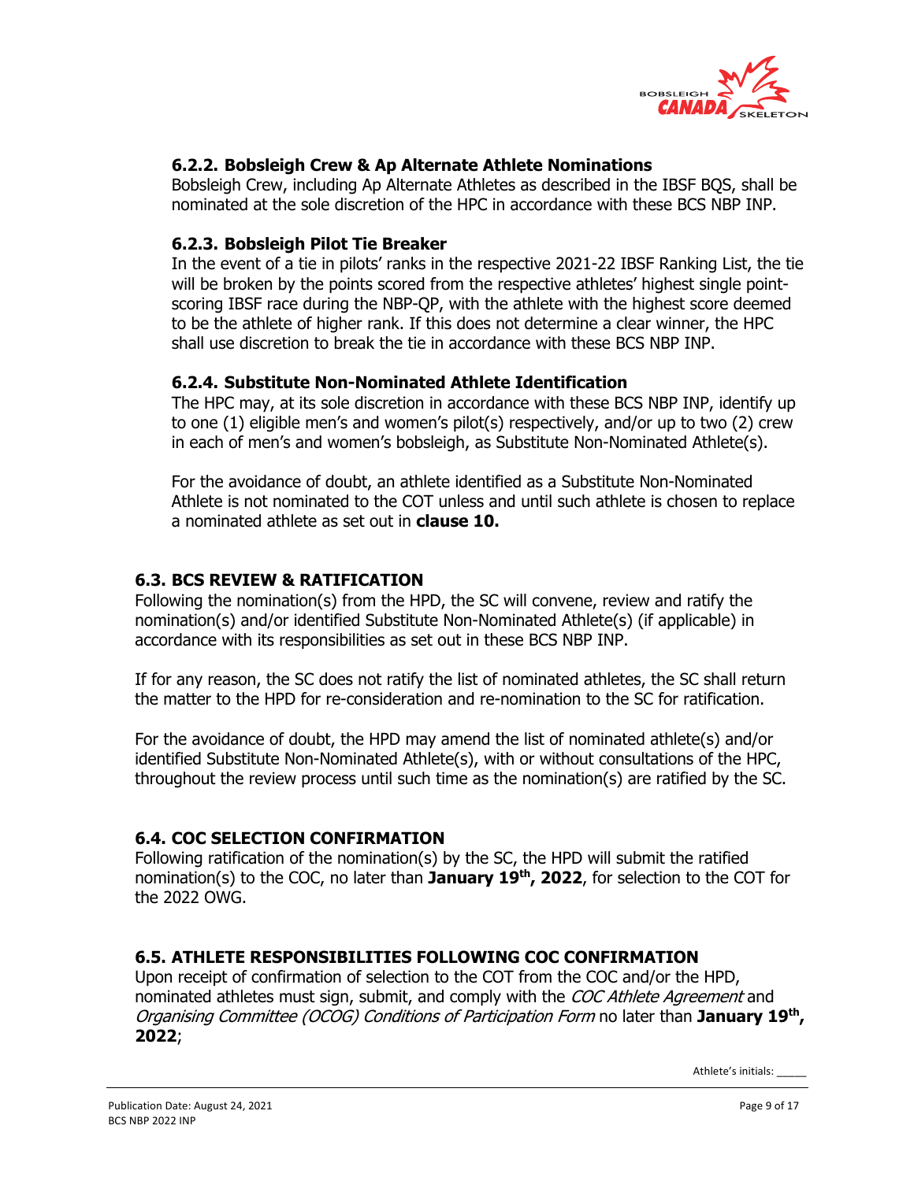#### 6.2.2. Bobsleigh Crew & Ap Alternate Athlete Nominations

Bobsleigh Crew, including Ap Alternate Athletes as described in the IBSF BQS, shall be nominated at the sole discretion of the HPC in accordance with these BCS NBP INP.

#### 6.2.3. Bobsleigh Pilot Tie Breaker

In the event of a tie in pilots' ranks in the respective 2021-22 IBSF Ranking List, the tie will be broken by the points scored from the respective athletes' highest single point-scoring IBSF race during the NBP-QP, with the athlete with the highest score deemed to be the athlete of higher rank. If this does not determine a clear winner, the HPC shall use discretion to break the tie in accordance with these BCS NBP INP.

#### 6.2.4. Substitute Non-Nominated Athlete Identification

The HPC may, at its sole discretion in accordance with these BCS NBP INP, identify up to one (1) eligible men's and women's pilot(s) respectively, and/or up to two (2) crew in each of men's and women's bobsleigh, as Substitute Non-Nominated Athlete(s).

For the avoidance of doubt, an athlete identified as a Substitute Non-Nominated Athlete is not nominated to the COT unless and until such athlete is chosen to replace a nominated athlete as set out in **clause 10.**

### 6.3. BCS REVIEW & RATIFICATION

Following the nomination(s) from the HPD, the SC will convene, review and ratify the nomination(s) and/or identified Substitute Non-Nominated Athlete(s) (if applicable) in accordance with its responsibilities as set out in these BCS NBP INP.

If for any reason, the SC does not ratify the list of nominated athletes, the SC shall return the matter to the HPD for re-consideration and re-nomination to the SC for ratification.

For the avoidance of doubt, the HPD may amend the list of nominated athlete(s) and/or identified Substitute Non-Nominated Athlete(s), with or without consultations of the HPC, throughout the review process until such time as the nomination(s) are ratified by the SC.

### 6.4. COC SELECTION CONFIRMATION

Following ratification of the nomination(s) by the SC, the HPD will submit the ratified nomination(s) to the COC, no later than **January 19th, 2022**, for selection to the COT for the 2022 OWG.

### 6.5. ATHLETE RESPONSIBILITIES FOLLOWING COC CONFIRMATION

Upon receipt of confirmation of selection to the COT from the COC and/or the HPD, nominated athletes must sign, submit, and comply with the *COC Athlete Agreement* and *Organising Committee (OCOG) Conditions of Participation Form* no later than **January 19th, 2022**;

Athlete's initials: _____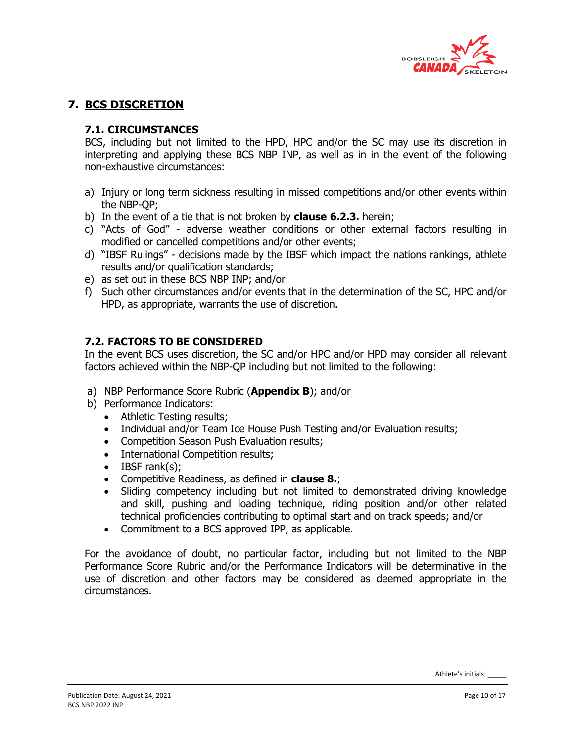# 7. BCS DISCRETION

## 7.1. CIRCUMSTANCES

BCS, including but not limited to the HPD, HPC and/or the SC may use its discretion in interpreting and applying these BCS NBP INP, as well as in in the event of the following non-exhaustive circumstances:

a) Injury or long term sickness resulting in missed competitions and/or other events within the NBP-QP;
b) In the event of a tie that is not broken by **clause 6.2.3.** herein;
c) "Acts of God" - adverse weather conditions or other external factors resulting in modified or cancelled competitions and/or other events;
d) "IBSF Rulings" - decisions made by the IBSF which impact the nations rankings, athlete results and/or qualification standards;
e) as set out in these BCS NBP INP; and/or
f) Such other circumstances and/or events that in the determination of the SC, HPC and/or HPD, as appropriate, warrants the use of discretion.

## 7.2. FACTORS TO BE CONSIDERED

In the event BCS uses discretion, the SC and/or HPC and/or HPD may consider all relevant factors achieved within the NBP-QP including but not limited to the following:

a) NBP Performance Score Rubric (**Appendix B**); and/or
b) Performance Indicators:
   - Athletic Testing results;
   - Individual and/or Team Ice House Push Testing and/or Evaluation results;
   - Competition Season Push Evaluation results;
   - International Competition results;
   - IBSF rank(s);
   - Competitive Readiness, as defined in **clause 8.**;
   - Sliding competency including but not limited to demonstrated driving knowledge and skill, pushing and loading technique, riding position and/or other related technical proficiencies contributing to optimal start and on track speeds; and/or
   - Commitment to a BCS approved IPP, as applicable.

For the avoidance of doubt, no particular factor, including but not limited to the NBP Performance Score Rubric and/or the Performance Indicators will be determinative in the use of discretion and other factors may be considered as deemed appropriate in the circumstances.

Athlete's initials: _____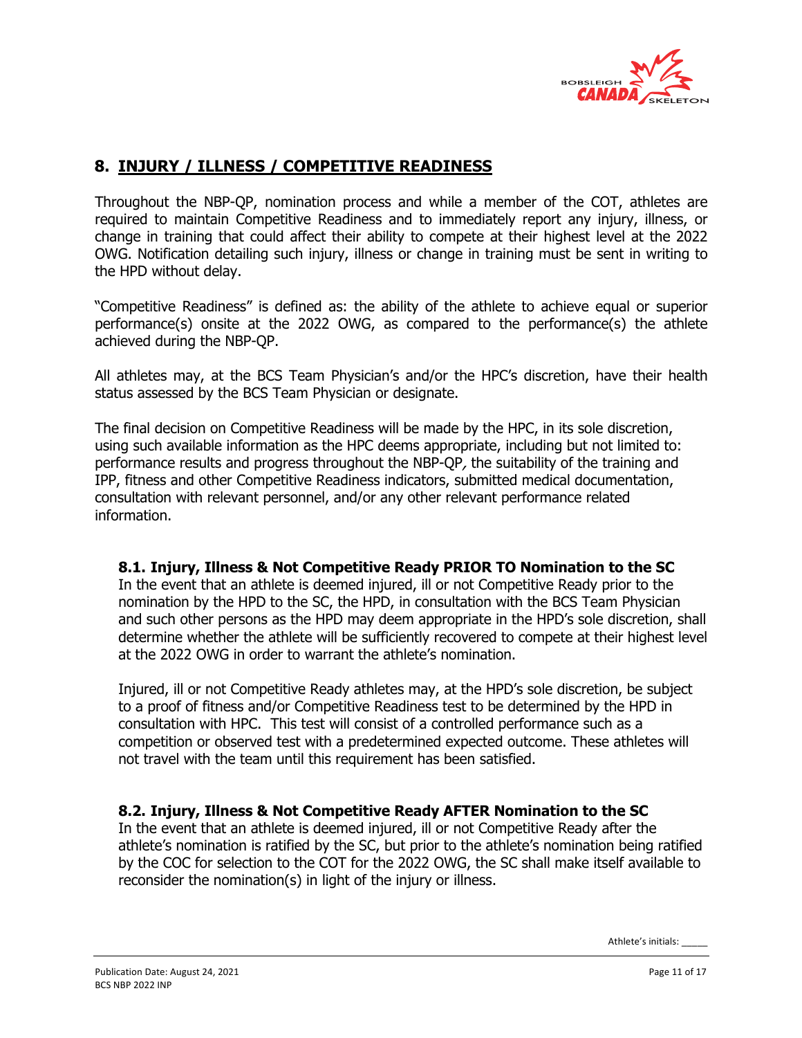## 8. INJURY / ILLNESS / COMPETITIVE READINESS

Throughout the NBP-QP, nomination process and while a member of the COT, athletes are required to maintain Competitive Readiness and to immediately report any injury, illness, or change in training that could affect their ability to compete at their highest level at the 2022 OWG. Notification detailing such injury, illness or change in training must be sent in writing to the HPD without delay.

"Competitive Readiness" is defined as: the ability of the athlete to achieve equal or superior performance(s) onsite at the 2022 OWG, as compared to the performance(s) the athlete achieved during the NBP-QP.

All athletes may, at the BCS Team Physician's and/or the HPC's discretion, have their health status assessed by the BCS Team Physician or designate.

The final decision on Competitive Readiness will be made by the HPC, in its sole discretion, using such available information as the HPC deems appropriate, including but not limited to: performance results and progress throughout the NBP-QP*,* the suitability of the training and IPP, fitness and other Competitive Readiness indicators, submitted medical documentation, consultation with relevant personnel, and/or any other relevant performance related information.

### 8.1. Injury, Illness & Not Competitive Ready PRIOR TO Nomination to the SC

In the event that an athlete is deemed injured, ill or not Competitive Ready prior to the nomination by the HPD to the SC, the HPD, in consultation with the BCS Team Physician and such other persons as the HPD may deem appropriate in the HPD's sole discretion, shall determine whether the athlete will be sufficiently recovered to compete at their highest level at the 2022 OWG in order to warrant the athlete's nomination.

Injured, ill or not Competitive Ready athletes may, at the HPD's sole discretion, be subject to a proof of fitness and/or Competitive Readiness test to be determined by the HPD in consultation with HPC. This test will consist of a controlled performance such as a competition or observed test with a predetermined expected outcome. These athletes will not travel with the team until this requirement has been satisfied.

### 8.2. Injury, Illness & Not Competitive Ready AFTER Nomination to the SC

In the event that an athlete is deemed injured, ill or not Competitive Ready after the athlete's nomination is ratified by the SC, but prior to the athlete's nomination being ratified by the COC for selection to the COT for the 2022 OWG, the SC shall make itself available to reconsider the nomination(s) in light of the injury or illness.

Athlete's initials: _____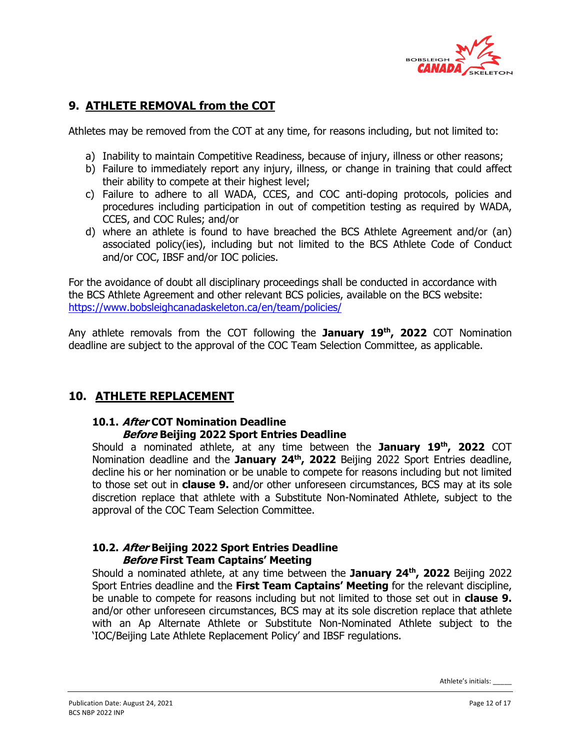## 9. ATHLETE REMOVAL from the COT

Athletes may be removed from the COT at any time, for reasons including, but not limited to:

a) Inability to maintain Competitive Readiness, because of injury, illness or other reasons;
b) Failure to immediately report any injury, illness, or change in training that could affect their ability to compete at their highest level;
c) Failure to adhere to all WADA, CCES, and COC anti-doping protocols, policies and procedures including participation in out of competition testing as required by WADA, CCES, and COC Rules; and/or
d) where an athlete is found to have breached the BCS Athlete Agreement and/or (an) associated policy(ies), including but not limited to the BCS Athlete Code of Conduct and/or COC, IBSF and/or IOC policies.

For the avoidance of doubt all disciplinary proceedings shall be conducted in accordance with the BCS Athlete Agreement and other relevant BCS policies, available on the BCS website: https://www.bobsleighcanadaskeleton.ca/en/team/policies/

Any athlete removals from the COT following the **January 19th, 2022** COT Nomination deadline are subject to the approval of the COC Team Selection Committee, as applicable.

## 10. ATHLETE REPLACEMENT

### 10.1. *After* COT Nomination Deadline *Before* Beijing 2022 Sport Entries Deadline

Should a nominated athlete, at any time between the **January 19th, 2022** COT Nomination deadline and the **January 24th, 2022** Beijing 2022 Sport Entries deadline, decline his or her nomination or be unable to compete for reasons including but not limited to those set out in **clause 9.** and/or other unforeseen circumstances, BCS may at its sole discretion replace that athlete with a Substitute Non-Nominated Athlete, subject to the approval of the COC Team Selection Committee.

### 10.2. *After* Beijing 2022 Sport Entries Deadline *Before* First Team Captains' Meeting

Should a nominated athlete, at any time between the **January 24th, 2022** Beijing 2022 Sport Entries deadline and the **First Team Captains' Meeting** for the relevant discipline, be unable to compete for reasons including but not limited to those set out in **clause 9.** and/or other unforeseen circumstances, BCS may at its sole discretion replace that athlete with an Ap Alternate Athlete or Substitute Non-Nominated Athlete subject to the 'IOC/Beijing Late Athlete Replacement Policy' and IBSF regulations.

Athlete's initials: _____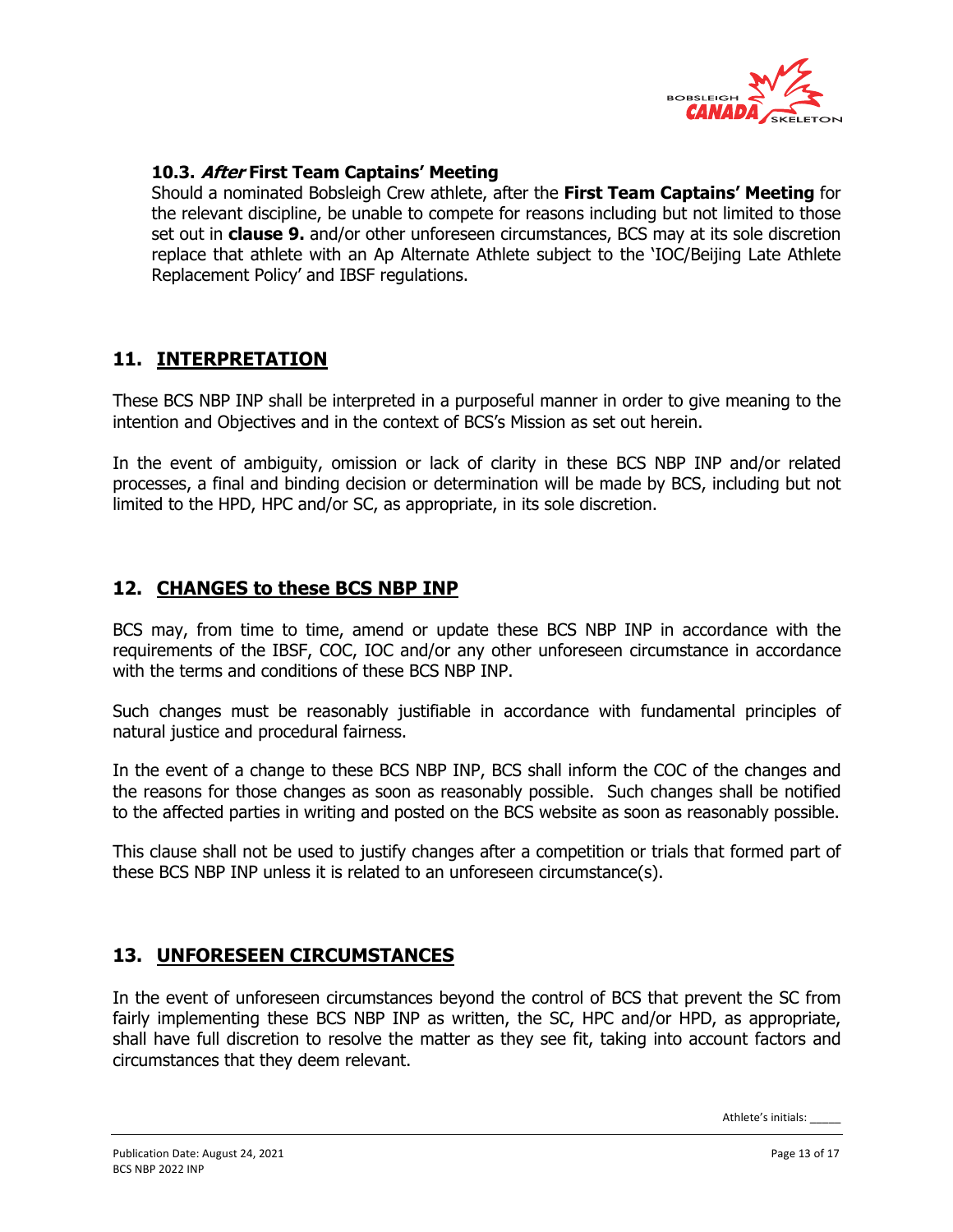### 10.3. *After* First Team Captains' Meeting

Should a nominated Bobsleigh Crew athlete, after the **First Team Captains' Meeting** for the relevant discipline, be unable to compete for reasons including but not limited to those set out in **clause 9.** and/or other unforeseen circumstances, BCS may at its sole discretion replace that athlete with an Ap Alternate Athlete subject to the 'IOC/Beijing Late Athlete Replacement Policy' and IBSF regulations.

## 11. INTERPRETATION

These BCS NBP INP shall be interpreted in a purposeful manner in order to give meaning to the intention and Objectives and in the context of BCS's Mission as set out herein.

In the event of ambiguity, omission or lack of clarity in these BCS NBP INP and/or related processes, a final and binding decision or determination will be made by BCS, including but not limited to the HPD, HPC and/or SC, as appropriate, in its sole discretion.

## 12. CHANGES to these BCS NBP INP

BCS may, from time to time, amend or update these BCS NBP INP in accordance with the requirements of the IBSF, COC, IOC and/or any other unforeseen circumstance in accordance with the terms and conditions of these BCS NBP INP.

Such changes must be reasonably justifiable in accordance with fundamental principles of natural justice and procedural fairness.

In the event of a change to these BCS NBP INP, BCS shall inform the COC of the changes and the reasons for those changes as soon as reasonably possible. Such changes shall be notified to the affected parties in writing and posted on the BCS website as soon as reasonably possible.

This clause shall not be used to justify changes after a competition or trials that formed part of these BCS NBP INP unless it is related to an unforeseen circumstance(s).

## 13. UNFORESEEN CIRCUMSTANCES

In the event of unforeseen circumstances beyond the control of BCS that prevent the SC from fairly implementing these BCS NBP INP as written, the SC, HPC and/or HPD, as appropriate, shall have full discretion to resolve the matter as they see fit, taking into account factors and circumstances that they deem relevant.

Athlete's initials: _____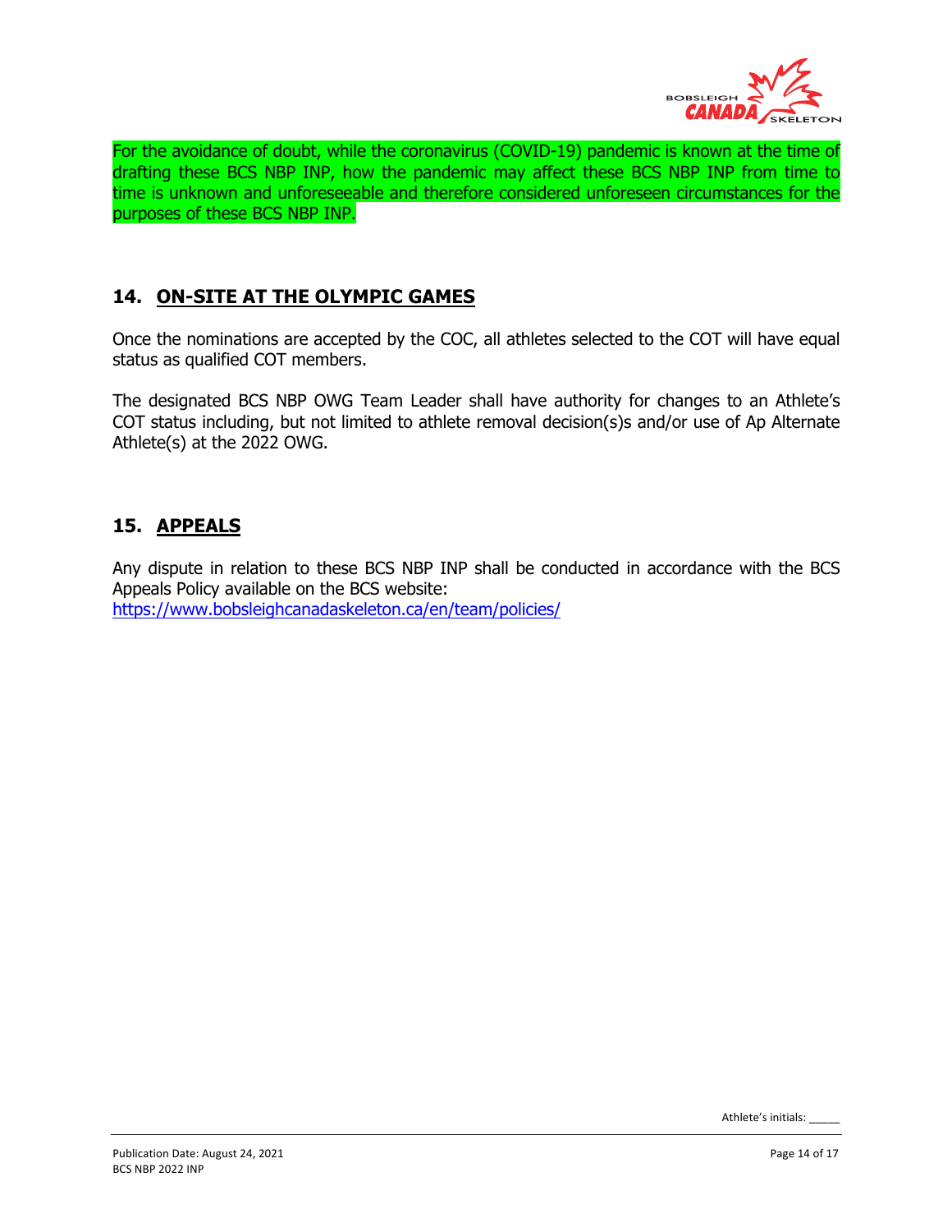For the avoidance of doubt, while the coronavirus (COVID-19) pandemic is known at the time of drafting these BCS NBP INP, how the pandemic may affect these BCS NBP INP from time to time is unknown and unforeseeable and therefore considered unforeseen circumstances for the purposes of these BCS NBP INP.

## 14. ON-SITE AT THE OLYMPIC GAMES

Once the nominations are accepted by the COC, all athletes selected to the COT will have equal status as qualified COT members.

The designated BCS NBP OWG Team Leader shall have authority for changes to an Athlete's COT status including, but not limited to athlete removal decision(s)s and/or use of Ap Alternate Athlete(s) at the 2022 OWG.

## 15. APPEALS

Any dispute in relation to these BCS NBP INP shall be conducted in accordance with the BCS Appeals Policy available on the BCS website:
https://www.bobsleighcanadaskeleton.ca/en/team/policies/

Athlete's initials: _____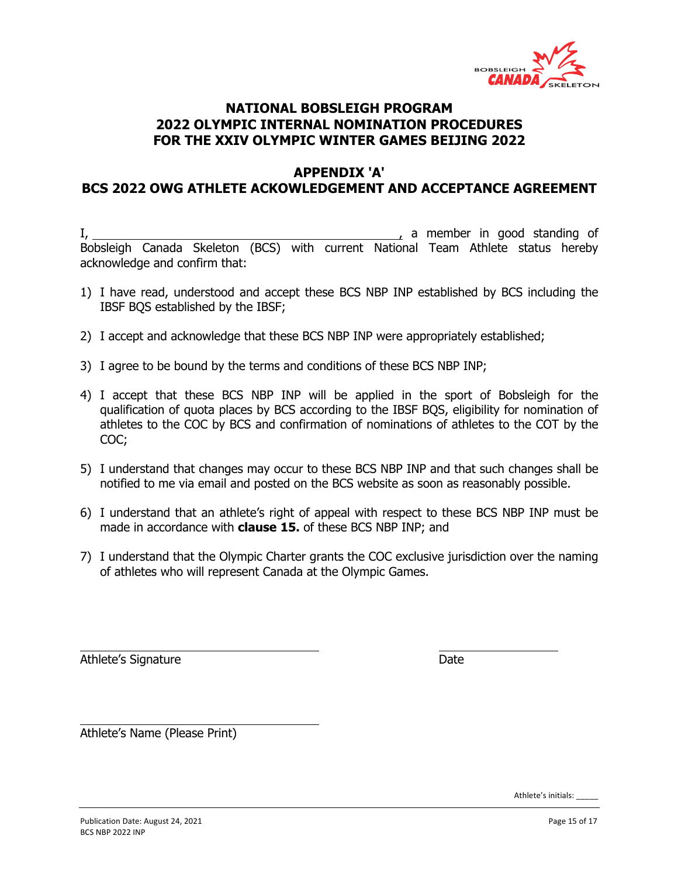# NATIONAL BOBSLEIGH PROGRAM
# 2022 OLYMPIC INTERNAL NOMINATION PROCEDURES
# FOR THE XXIV OLYMPIC WINTER GAMES BEIJING 2022

## APPENDIX 'A'
## BCS 2022 OWG ATHLETE ACKOWLEDGEMENT AND ACCEPTANCE AGREEMENT

I, ________________________________________, a member in good standing of Bobsleigh Canada Skeleton (BCS) with current National Team Athlete status hereby acknowledge and confirm that:

1) I have read, understood and accept these BCS NBP INP established by BCS including the IBSF BQS established by the IBSF;

2) I accept and acknowledge that these BCS NBP INP were appropriately established;

3) I agree to be bound by the terms and conditions of these BCS NBP INP;

4) I accept that these BCS NBP INP will be applied in the sport of Bobsleigh for the qualification of quota places by BCS according to the IBSF BQS, eligibility for nomination of athletes to the COC by BCS and confirmation of nominations of athletes to the COT by the COC;

5) I understand that changes may occur to these BCS NBP INP and that such changes shall be notified to me via email and posted on the BCS website as soon as reasonably possible.

6) I understand that an athlete's right of appeal with respect to these BCS NBP INP must be made in accordance with **clause 15.** of these BCS NBP INP; and

7) I understand that the Olympic Charter grants the COC exclusive jurisdiction over the naming of athletes who will represent Canada at the Olympic Games.

________________________________ &nbsp;&nbsp;&nbsp;&nbsp;&nbsp;&nbsp;&nbsp;&nbsp; ________________
Athlete's Signature &nbsp;&nbsp;&nbsp;&nbsp;&nbsp;&nbsp;&nbsp;&nbsp;&nbsp;&nbsp;&nbsp;&nbsp;&nbsp;&nbsp;&nbsp;&nbsp;&nbsp;&nbsp;&nbsp;&nbsp;&nbsp;&nbsp;&nbsp;&nbsp; Date

________________________________
Athlete's Name (Please Print)

Athlete's initials: _____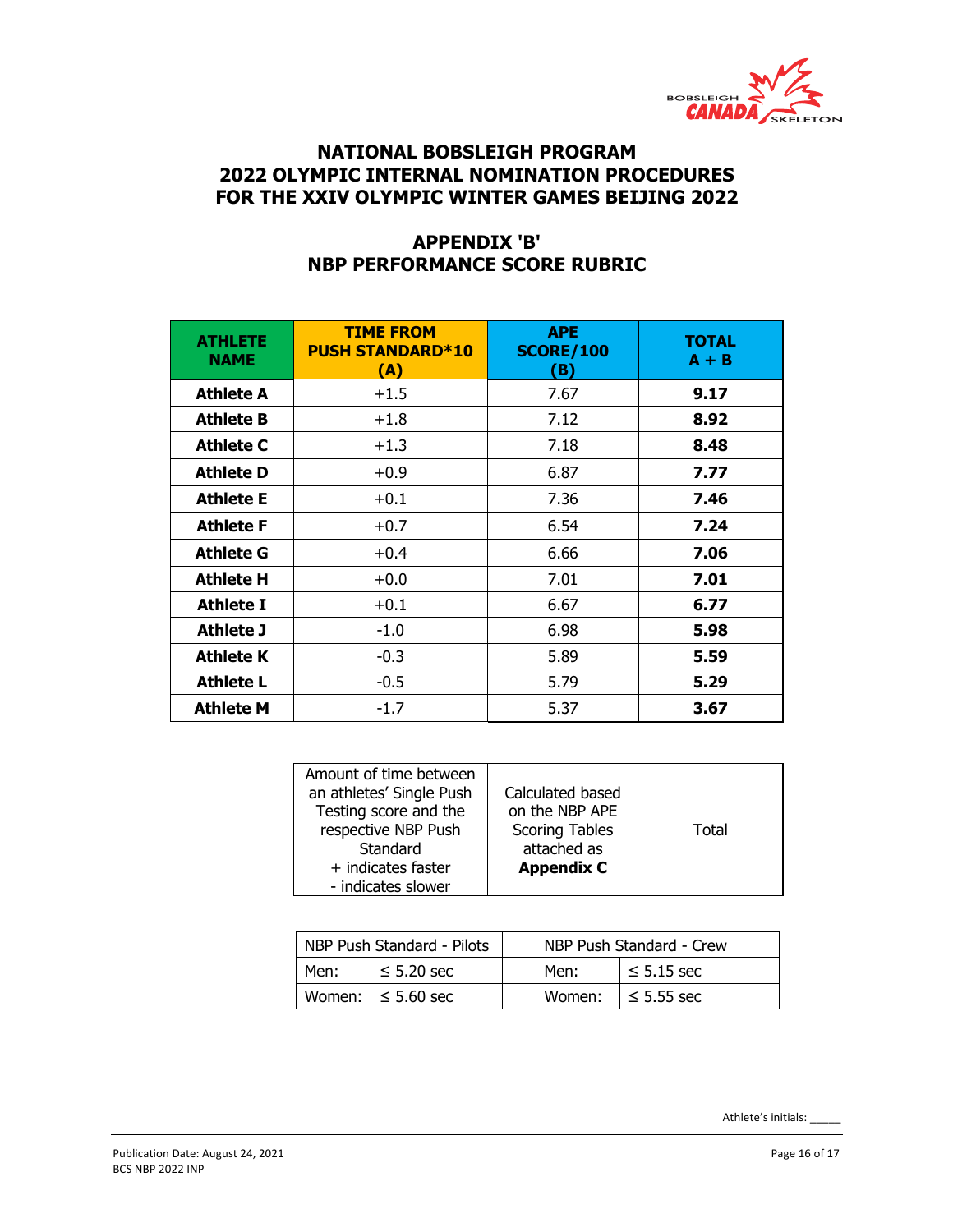# NATIONAL BOBSLEIGH PROGRAM
# 2022 OLYMPIC INTERNAL NOMINATION PROCEDURES
# FOR THE XXIV OLYMPIC WINTER GAMES BEIJING 2022

## APPENDIX 'B'
## NBP PERFORMANCE SCORE RUBRIC

| ATHLETE NAME | TIME FROM PUSH STANDARD*10 (A) | APE SCORE/100 (B) | TOTAL A + B |
|---|---|---|---|
| **Athlete A** | +1.5 | 7.67 | **9.17** |
| **Athlete B** | +1.8 | 7.12 | **8.92** |
| **Athlete C** | +1.3 | 7.18 | **8.48** |
| **Athlete D** | +0.9 | 6.87 | **7.77** |
| **Athlete E** | +0.1 | 7.36 | **7.46** |
| **Athlete F** | +0.7 | 6.54 | **7.24** |
| **Athlete G** | +0.4 | 6.66 | **7.06** |
| **Athlete H** | +0.0 | 7.01 | **7.01** |
| **Athlete I** | +0.1 | 6.67 | **6.77** |
| **Athlete J** | -1.0 | 6.98 | **5.98** |
| **Athlete K** | -0.3 | 5.89 | **5.59** |
| **Athlete L** | -0.5 | 5.79 | **5.29** |
| **Athlete M** | -1.7 | 5.37 | **3.67** |

| | | |
|---|---|---|
| Amount of time between an athletes' Single Push Testing score and the respective NBP Push Standard<br>+ indicates faster<br>- indicates slower | Calculated based on the NBP APE Scoring Tables attached as **Appendix C** | Total |

| NBP Push Standard - Pilots | | | NBP Push Standard - Crew | |
|---|---|---|---|---|
| Men: | ≤ 5.20 sec | | Men: | ≤ 5.15 sec |
| Women: | ≤ 5.60 sec | | Women: | ≤ 5.55 sec |

Athlete's initials: _____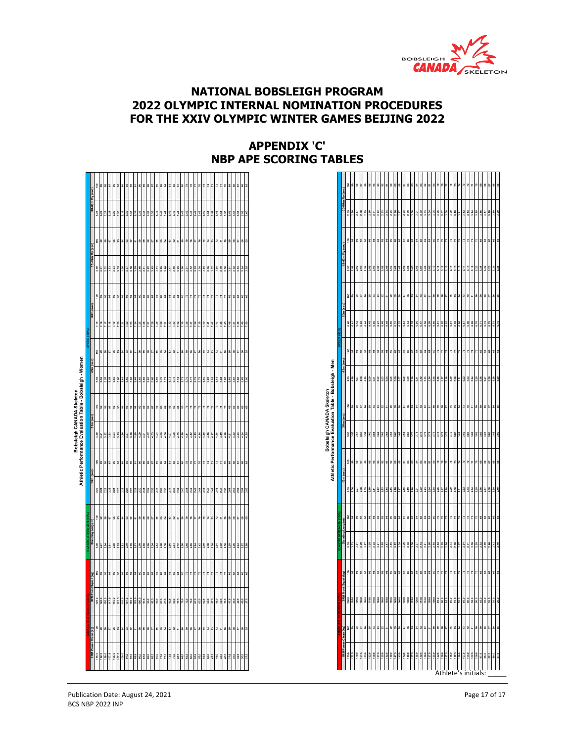# APPENDIX 'C'
# NBP APE SCORING TABLES

**Bobsleigh CANADA Skeleton**
**Athletic Performance Evaluation Table - Bobsleigh - Women**

| ABSOLUTE STRENGTH (5%) | | | | ELASTIC STRENGTH (15%) | | SPEED (80%) | | | | | | | | | | | |
|---|---|---|---|---|---|---|---|---|---|---|---|---|---|---|---|---|---|
| 1RM Power Clean (kg) | | 3RM Front Squat (kg) | | Standing Long (m) | | 15m (sec) | | 30m (sec) | | 45m (sec) | | 60m (sec) | | 15-45m Fly (sec) | | 30-60m Fly (sec) | |
| 115.0 | 100 | 125.0 | 100 | 3.00 | 100 | 2.20 | 100 | 3.90 | 100 | 5.55 | 100 | 7.15 | 100 | 3.30 | 100 | 3.25 | 100 |
| 112.5 | 99 | 122.5 | 99 | 2.97 | 99 | 2.21 | 99 | 3.91 | 99 | 5.56 | 99 | 7.16 | 99 | 3.31 | 99 | 3.26 | 99 |
| 110.0 | 98 | 120.0 | 98 | 2.94 | 98 | 2.22 | 98 | 3.92 | 98 | 5.57 | 98 | 7.17 | 98 | 3.32 | 98 | 3.27 | 98 |
| 107.5 | 97 | 117.5 | 97 | 2.91 | 97 | 2.23 | 97 | 3.93 | 97 | 5.58 | 97 | 7.18 | 97 | 3.33 | 97 | 3.28 | 97 |
| 105.0 | 96 | 115.0 | 96 | 2.88 | 96 | 2.24 | 96 | 3.94 | 96 | 5.59 | 96 | 7.19 | 96 | 3.34 | 96 | 3.29 | 96 |
| 102.5 | 95 | 112.5 | 95 | 2.85 | 95 | 2.25 | 95 | 3.95 | 95 | 5.60 | 95 | 7.20 | 95 | 3.35 | 95 | 3.30 | 95 |
| 100.0 | 94 | 110.0 | 94 | 2.82 | 94 | 2.26 | 94 | 3.96 | 94 | 5.61 | 94 | 7.21 | 94 | 3.36 | 94 | 3.31 | 94 |
| 97.5 | 93 | 107.5 | 93 | 2.79 | 93 | 2.27 | 93 | 3.97 | 93 | 5.62 | 93 | 7.22 | 93 | 3.37 | 93 | 3.32 | 93 |
| 95.0 | 92 | 105.0 | 92 | 2.76 | 92 | 2.28 | 92 | 3.98 | 92 | 5.63 | 92 | 7.23 | 92 | 3.38 | 92 | 3.33 | 92 |
| 92.5 | 91 | 102.5 | 91 | 2.73 | 91 | 2.29 | 91 | 3.99 | 91 | 5.64 | 91 | 7.24 | 91 | 3.39 | 91 | 3.34 | 91 |
| 90.0 | 90 | 100.0 | 90 | 2.70 | 90 | 2.30 | 90 | 4.00 | 90 | 5.65 | 90 | 7.25 | 90 | 3.40 | 90 | 3.35 | 90 |
| 87.5 | 89 | 97.5 | 89 | 2.68 | 89 | 2.31 | 89 | 4.01 | 89 | 5.66 | 89 | 7.26 | 89 | 3.41 | 89 | 3.36 | 89 |
| 85.0 | 88 | 95.0 | 88 | 2.66 | 88 | 2.32 | 88 | 4.02 | 88 | 5.67 | 88 | 7.27 | 88 | 3.42 | 88 | 3.37 | 88 |
| 82.5 | 87 | 92.5 | 87 | 2.64 | 87 | 2.33 | 87 | 4.03 | 87 | 5.68 | 87 | 7.28 | 87 | 3.43 | 87 | 3.38 | 87 |
| 80.0 | 86 | 90.0 | 86 | 2.62 | 86 | 2.34 | 86 | 4.04 | 86 | 5.69 | 86 | 7.29 | 86 | 3.44 | 86 | 3.39 | 86 |
| 77.5 | 85 | 87.5 | 85 | 2.60 | 85 | 2.35 | 85 | 4.05 | 85 | 5.70 | 85 | 7.30 | 85 | 3.45 | 85 | 3.40 | 85 |
| 75.0 | 84 | 85.0 | 84 | 2.58 | 84 | 2.36 | 84 | 4.06 | 84 | 5.71 | 84 | 7.31 | 84 | 3.46 | 84 | 3.41 | 84 |
| 72.5 | 83 | 82.5 | 83 | 2.56 | 83 | 2.37 | 83 | 4.07 | 83 | 5.72 | 83 | 7.32 | 83 | 3.47 | 83 | 3.42 | 83 |
| 70.0 | 82 | 80.0 | 82 | 2.54 | 82 | 2.38 | 82 | 4.08 | 82 | 5.73 | 82 | 7.33 | 82 | 3.48 | 82 | 3.43 | 82 |
| 67.5 | 81 | 77.5 | 81 | 2.52 | 81 | 2.39 | 81 | 4.09 | 81 | 5.74 | 81 | 7.34 | 81 | 3.49 | 81 | 3.44 | 81 |
| 65.0 | 80 | 75.0 | 80 | 2.50 | 80 | 2.40 | 80 | 4.10 | 80 | 5.75 | 80 | 7.35 | 80 | 3.50 | 80 | 3.45 | 80 |
| 62.5 | 79 | 72.5 | 79 | 2.48 | 79 | 2.41 | 79 | 4.11 | 79 | 5.76 | 79 | 7.36 | 79 | 3.51 | 79 | 3.46 | 79 |
| 60.0 | 78 | 70.0 | 78 | 2.46 | 78 | 2.42 | 78 | 4.12 | 78 | 5.77 | 78 | 7.37 | 78 | 3.52 | 78 | 3.47 | 78 |
| 57.5 | 77 | 67.5 | 77 | 2.44 | 77 | 2.43 | 77 | 4.13 | 77 | 5.78 | 77 | 7.38 | 77 | 3.53 | 77 | 3.48 | 77 |
| 55.0 | 76 | 65.0 | 76 | 2.42 | 76 | 2.44 | 76 | 4.14 | 76 | 5.79 | 76 | 7.39 | 76 | 3.54 | 76 | 3.49 | 76 |
| 52.5 | 75 | 62.5 | 75 | 2.40 | 75 | 2.45 | 75 | 4.15 | 75 | 5.80 | 75 | 7.40 | 75 | 3.55 | 75 | 3.50 | 75 |
| 50.0 | 74 | 60.0 | 74 | 2.38 | 74 | 2.46 | 74 | 4.16 | 74 | 5.81 | 74 | 7.41 | 74 | 3.56 | 74 | 3.51 | 74 |
| 47.5 | 73 | 57.5 | 73 | 2.36 | 73 | 2.47 | 73 | 4.17 | 73 | 5.82 | 73 | 7.42 | 73 | 3.57 | 73 | 3.52 | 73 |
| 45.0 | 72 | 55.0 | 72 | 2.34 | 72 | 2.48 | 72 | 4.18 | 72 | 5.83 | 72 | 7.43 | 72 | 3.58 | 72 | 3.53 | 72 |
| 42.5 | 71 | 52.5 | 71 | 2.32 | 71 | 2.49 | 71 | 4.19 | 71 | 5.84 | 71 | 7.44 | 71 | 3.59 | 71 | 3.54 | 71 |
| 40.0 | 70 | 50.0 | 70 | 2.30 | 70 | 2.50 | 70 | 4.20 | 70 | 5.85 | 70 | 7.45 | 70 | 3.60 | 70 | 3.55 | 70 |
| 37.5 | 69 | 47.5 | 69 | 2.28 | 69 | 2.51 | 69 | 4.21 | 69 | 5.86 | 69 | 7.46 | 69 | 3.61 | 69 | 3.56 | 69 |
| 35.0 | 68 | 45.0 | 68 | 2.26 | 68 | 2.52 | 68 | 4.22 | 68 | 5.87 | 68 | 7.47 | 68 | 3.62 | 68 | 3.57 | 68 |
| 32.5 | 67 | 42.5 | 67 | 2.24 | 67 | 2.53 | 67 | 4.23 | 67 | 5.88 | 67 | 7.48 | 67 | 3.63 | 67 | 3.58 | 67 |
| 30.0 | 66 | 40.0 | 66 | 2.22 | 66 | 2.54 | 66 | 4.24 | 66 | 5.89 | 66 | 7.49 | 66 | 3.64 | 66 | 3.59 | 66 |
| 27.5 | 65 | 37.5 | 65 | 2.20 | 65 | 2.55 | 65 | 4.25 | 65 | 5.90 | 65 | 7.50 | 65 | 3.65 | 65 | 3.60 | 65 |

**Bobsleigh CANADA Skeleton**
**Athletic Performance Evaluation Table - Bobsleigh - Men**

| ABSOLUTE STRENGTH (5%) | | | | ELASTIC STRENGTH (15%) | | SPEED (80%) | | | | | | | | | | | |
|---|---|---|---|---|---|---|---|---|---|---|---|---|---|---|---|---|---|
| 1RM Power Clean (kg) | | 3RM Front Squat (kg) | | Standing Long (m) | | 15m (sec) | | 30m (sec) | | 45m (sec) | | 60m (sec) | | 15-45m Fly (sec) | | 30-60m Fly (sec) | |
| 175.0 | 100 | 200.0 | 100 | 3.35 | 100 | 2.05 | 100 | 3.55 | 100 | 4.95 | 100 | 6.40 | 100 | 2.90 | 100 | 2.85 | 100 |
| 172.5 | 99 | 195.0 | 99 | 3.33 | 99 | 2.06 | 99 | 3.56 | 99 | 4.96 | 99 | 6.41 | 99 | 2.91 | 99 | 2.86 | 99 |
| 170.0 | 98 | 190.0 | 98 | 3.31 | 98 | 2.07 | 98 | 3.57 | 98 | 4.97 | 98 | 6.42 | 98 | 2.92 | 98 | 2.87 | 98 |
| 167.5 | 97 | 185.0 | 97 | 3.29 | 97 | 2.08 | 97 | 3.58 | 97 | 4.98 | 97 | 6.43 | 97 | 2.93 | 97 | 2.88 | 97 |
| 165.0 | 96 | 180.0 | 96 | 3.27 | 96 | 2.09 | 96 | 3.59 | 96 | 4.99 | 96 | 6.44 | 96 | 2.94 | 96 | 2.89 | 96 |
| 162.5 | 95 | 175.0 | 95 | 3.25 | 95 | 2.10 | 95 | 3.60 | 95 | 5.00 | 95 | 6.45 | 95 | 2.95 | 95 | 2.90 | 95 |
| 160.0 | 94 | 170.0 | 94 | 3.23 | 94 | 2.11 | 94 | 3.61 | 94 | 5.01 | 94 | 6.46 | 94 | 2.96 | 94 | 2.91 | 94 |
| 157.5 | 93 | 165.0 | 93 | 3.21 | 93 | 2.12 | 93 | 3.62 | 93 | 5.02 | 93 | 6.47 | 93 | 2.97 | 93 | 2.92 | 93 |
| 155.0 | 92 | 160.0 | 92 | 3.19 | 92 | 2.13 | 92 | 3.63 | 92 | 5.03 | 92 | 6.48 | 92 | 2.98 | 92 | 2.93 | 92 |
| 152.5 | 91 | 155.0 | 91 | 3.17 | 91 | 2.14 | 91 | 3.64 | 91 | 5.04 | 91 | 6.49 | 91 | 2.99 | 91 | 2.94 | 91 |
| 150.0 | 90 | 150.0 | 90 | 3.15 | 90 | 2.15 | 90 | 3.65 | 90 | 5.05 | 90 | 6.50 | 90 | 3.00 | 90 | 2.95 | 90 |
| 147.5 | 89 | 145.0 | 89 | 3.12 | 89 | 2.16 | 89 | 3.66 | 89 | 5.06 | 89 | 6.51 | 89 | 3.01 | 89 | 2.96 | 89 |
| 145.0 | 88 | 140.0 | 88 | 3.09 | 88 | 2.17 | 88 | 3.67 | 88 | 5.07 | 88 | 6.52 | 88 | 3.02 | 88 | 2.97 | 88 |
| 142.5 | 87 | 135.0 | 87 | 3.06 | 87 | 2.18 | 87 | 3.68 | 87 | 5.08 | 87 | 6.53 | 87 | 3.03 | 87 | 2.98 | 87 |
| 140.0 | 86 | 130.0 | 86 | 3.03 | 86 | 2.19 | 86 | 3.69 | 86 | 5.09 | 86 | 6.54 | 86 | 3.04 | 86 | 2.99 | 86 |
| 137.5 | 85 | 125.0 | 85 | 3.00 | 85 | 2.20 | 85 | 3.70 | 85 | 5.10 | 85 | 6.55 | 85 | 3.05 | 85 | 3.00 | 85 |
| 135.0 | 84 | 120.0 | 84 | 2.97 | 84 | 2.21 | 84 | 3.71 | 84 | 5.11 | 84 | 6.56 | 84 | 3.06 | 84 | 3.01 | 84 |
| 132.5 | 83 | 115.0 | 83 | 2.94 | 83 | 2.22 | 83 | 3.72 | 83 | 5.12 | 83 | 6.57 | 83 | 3.07 | 83 | 3.02 | 83 |
| 130.0 | 82 | 110.0 | 82 | 2.91 | 82 | 2.23 | 82 | 3.73 | 82 | 5.13 | 82 | 6.58 | 82 | 3.08 | 82 | 3.03 | 82 |
| 127.5 | 81 | 105.0 | 81 | 2.88 | 81 | 2.24 | 81 | 3.74 | 81 | 5.14 | 81 | 6.59 | 81 | 3.09 | 81 | 3.04 | 81 |
| 125.0 | 80 | 100.0 | 80 | 2.85 | 80 | 2.25 | 80 | 3.75 | 80 | 5.15 | 80 | 6.60 | 80 | 3.10 | 80 | 3.05 | 80 |
| 122.5 | 79 | 95.0 | 79 | 2.82 | 79 | 2.26 | 79 | 3.76 | 79 | 5.16 | 79 | 6.61 | 79 | 3.11 | 79 | 3.06 | 79 |
| 120.0 | 78 | 90.0 | 78 | 2.79 | 78 | 2.27 | 78 | 3.77 | 78 | 5.17 | 78 | 6.62 | 78 | 3.12 | 78 | 3.07 | 78 |
| 117.5 | 77 | 85.0 | 77 | 2.76 | 77 | 2.28 | 77 | 3.78 | 77 | 5.18 | 77 | 6.63 | 77 | 3.13 | 77 | 3.08 | 77 |
| 115.0 | 76 | 80.0 | 76 | 2.73 | 76 | 2.29 | 76 | 3.79 | 76 | 5.19 | 76 | 6.64 | 76 | 3.14 | 76 | 3.09 | 76 |
| 112.5 | 75 | 75.0 | 75 | 2.70 | 75 | 2.30 | 75 | 3.80 | 75 | 5.20 | 75 | 6.65 | 75 | 3.15 | 75 | 3.10 | 75 |
| 110.0 | 74 | 70.0 | 74 | 2.67 | 74 | 2.31 | 74 | 3.81 | 74 | 5.21 | 74 | 6.66 | 74 | 3.16 | 74 | 3.11 | 74 |
| 107.5 | 73 | 65.0 | 73 | 2.64 | 73 | 2.32 | 73 | 3.82 | 73 | 5.22 | 73 | 6.67 | 73 | 3.17 | 73 | 3.12 | 73 |
| 105.0 | 72 | 60.0 | 72 | 2.61 | 72 | 2.33 | 72 | 3.83 | 72 | 5.23 | 72 | 6.68 | 72 | 3.18 | 72 | 3.13 | 72 |
| 102.5 | 71 | 55.0 | 71 | 2.58 | 71 | 2.34 | 71 | 3.84 | 71 | 5.24 | 71 | 6.69 | 71 | 3.19 | 71 | 3.14 | 71 |
| 100.0 | 70 | 50.0 | 70 | 2.55 | 70 | 2.35 | 70 | 3.85 | 70 | 5.25 | 70 | 6.70 | 70 | 3.20 | 70 | 3.15 | 70 |
| 97.5 | 69 | 45.0 | 69 | 2.52 | 69 | 2.36 | 69 | 3.86 | 69 | 5.26 | 69 | 6.71 | 69 | 3.21 | 69 | 3.16 | 69 |
| 95.0 | 68 | 40.0 | 68 | 2.49 | 68 | 2.37 | 68 | 3.87 | 68 | 5.27 | 68 | 6.72 | 68 | 3.22 | 68 | 3.17 | 68 |
| 92.5 | 67 | 35.0 | 67 | 2.46 | 67 | 2.38 | 67 | 3.88 | 67 | 5.28 | 67 | 6.73 | 67 | 3.23 | 67 | 3.18 | 67 |
| 90.0 | 66 | 30.0 | 66 | 2.43 | 66 | 2.39 | 66 | 3.89 | 66 | 5.29 | 66 | 6.74 | 66 | 3.24 | 66 | 3.19 | 66 |
| 87.5 | 65 | 25.0 | 65 | 2.40 | 65 | 2.40 | 65 | 3.90 | 65 | 5.30 | 65 | 6.75 | 65 | 3.25 | 65 | 3.20 | 65 |

Athlete's initials: _____